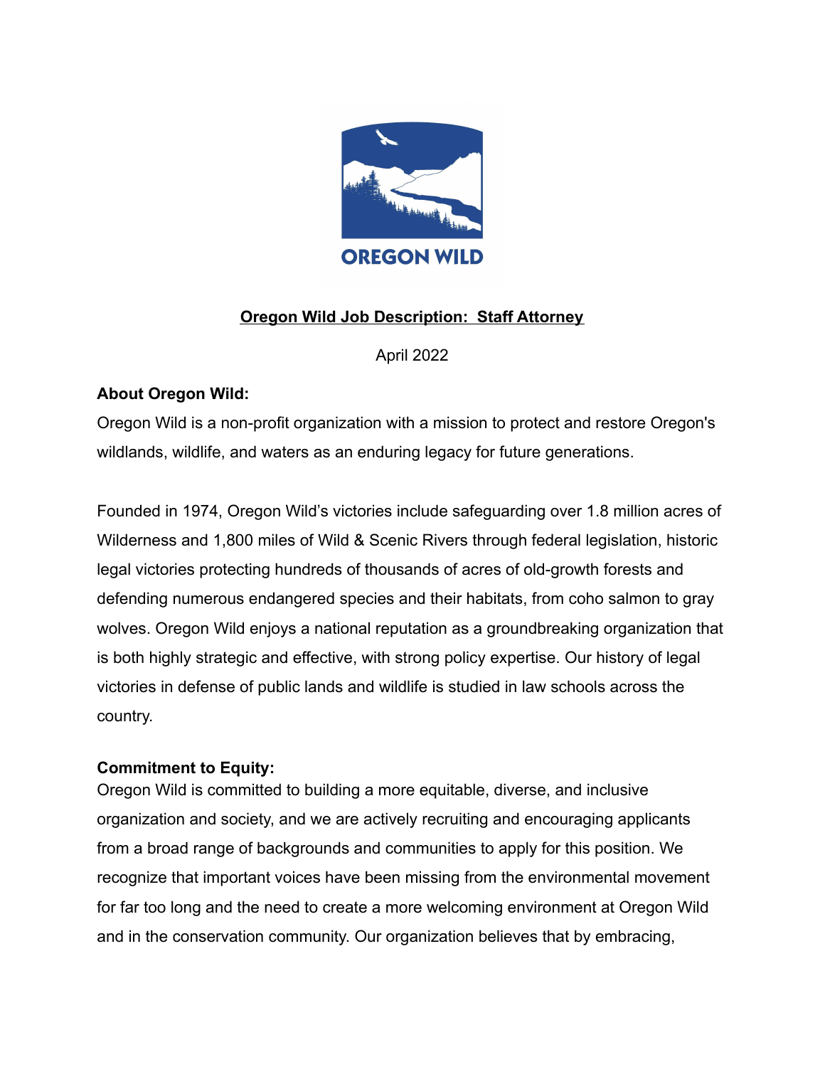OREGON WILD

# Oregon Wild Job Description: Staff Attorney

April 2022

**About Oregon Wild:**

Oregon Wild is a non-profit organization with a mission to protect and restore Oregon's wildlands, wildlife, and waters as an enduring legacy for future generations.

Founded in 1974, Oregon Wild's victories include safeguarding over 1.8 million acres of Wilderness and 1,800 miles of Wild & Scenic Rivers through federal legislation, historic legal victories protecting hundreds of thousands of acres of old-growth forests and defending numerous endangered species and their habitats, from coho salmon to gray wolves. Oregon Wild enjoys a national reputation as a groundbreaking organization that is both highly strategic and effective, with strong policy expertise. Our history of legal victories in defense of public lands and wildlife is studied in law schools across the country.

**Commitment to Equity:**

Oregon Wild is committed to building a more equitable, diverse, and inclusive organization and society, and we are actively recruiting and encouraging applicants from a broad range of backgrounds and communities to apply for this position. We recognize that important voices have been missing from the environmental movement for far too long and the need to create a more welcoming environment at Oregon Wild and in the conservation community. Our organization believes that by embracing,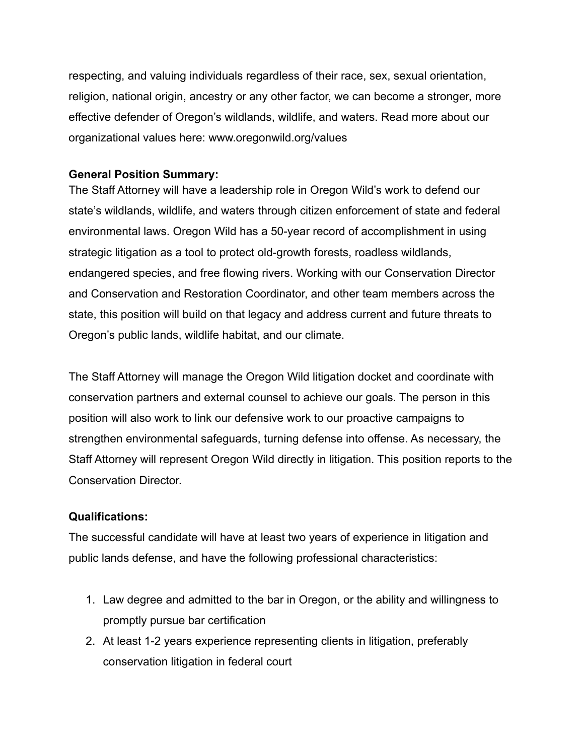respecting, and valuing individuals regardless of their race, sex, sexual orientation, religion, national origin, ancestry or any other factor, we can become a stronger, more effective defender of Oregon's wildlands, wildlife, and waters. Read more about our organizational values here: www.oregonwild.org/values

**General Position Summary:**

The Staff Attorney will have a leadership role in Oregon Wild's work to defend our state's wildlands, wildlife, and waters through citizen enforcement of state and federal environmental laws. Oregon Wild has a 50-year record of accomplishment in using strategic litigation as a tool to protect old-growth forests, roadless wildlands, endangered species, and free flowing rivers. Working with our Conservation Director and Conservation and Restoration Coordinator, and other team members across the state, this position will build on that legacy and address current and future threats to Oregon's public lands, wildlife habitat, and our climate.

The Staff Attorney will manage the Oregon Wild litigation docket and coordinate with conservation partners and external counsel to achieve our goals. The person in this position will also work to link our defensive work to our proactive campaigns to strengthen environmental safeguards, turning defense into offense. As necessary, the Staff Attorney will represent Oregon Wild directly in litigation. This position reports to the Conservation Director.

**Qualifications:**

The successful candidate will have at least two years of experience in litigation and public lands defense, and have the following professional characteristics:

1. Law degree and admitted to the bar in Oregon, or the ability and willingness to promptly pursue bar certification
2. At least 1-2 years experience representing clients in litigation, preferably conservation litigation in federal court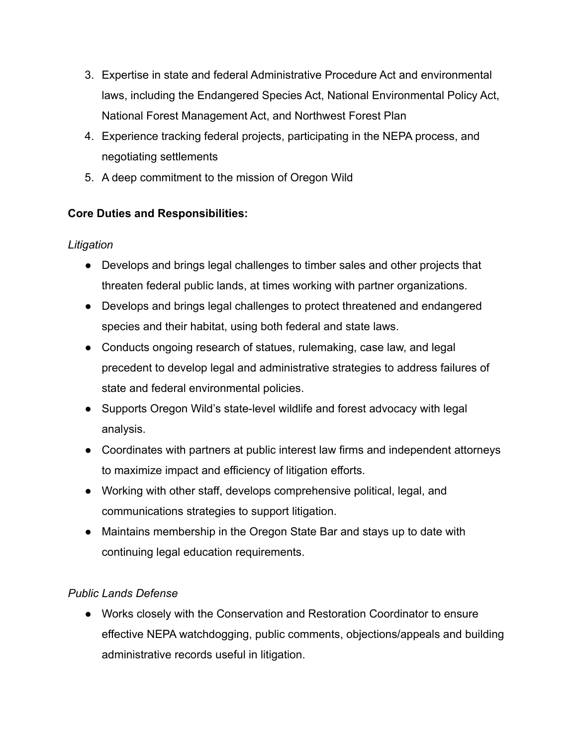3. Expertise in state and federal Administrative Procedure Act and environmental laws, including the Endangered Species Act, National Environmental Policy Act, National Forest Management Act, and Northwest Forest Plan
4. Experience tracking federal projects, participating in the NEPA process, and negotiating settlements
5. A deep commitment to the mission of Oregon Wild

**Core Duties and Responsibilities:**

*Litigation*

- Develops and brings legal challenges to timber sales and other projects that threaten federal public lands, at times working with partner organizations.
- Develops and brings legal challenges to protect threatened and endangered species and their habitat, using both federal and state laws.
- Conducts ongoing research of statues, rulemaking, case law, and legal precedent to develop legal and administrative strategies to address failures of state and federal environmental policies.
- Supports Oregon Wild's state-level wildlife and forest advocacy with legal analysis.
- Coordinates with partners at public interest law firms and independent attorneys to maximize impact and efficiency of litigation efforts.
- Working with other staff, develops comprehensive political, legal, and communications strategies to support litigation.
- Maintains membership in the Oregon State Bar and stays up to date with continuing legal education requirements.

*Public Lands Defense*

- Works closely with the Conservation and Restoration Coordinator to ensure effective NEPA watchdogging, public comments, objections/appeals and building administrative records useful in litigation.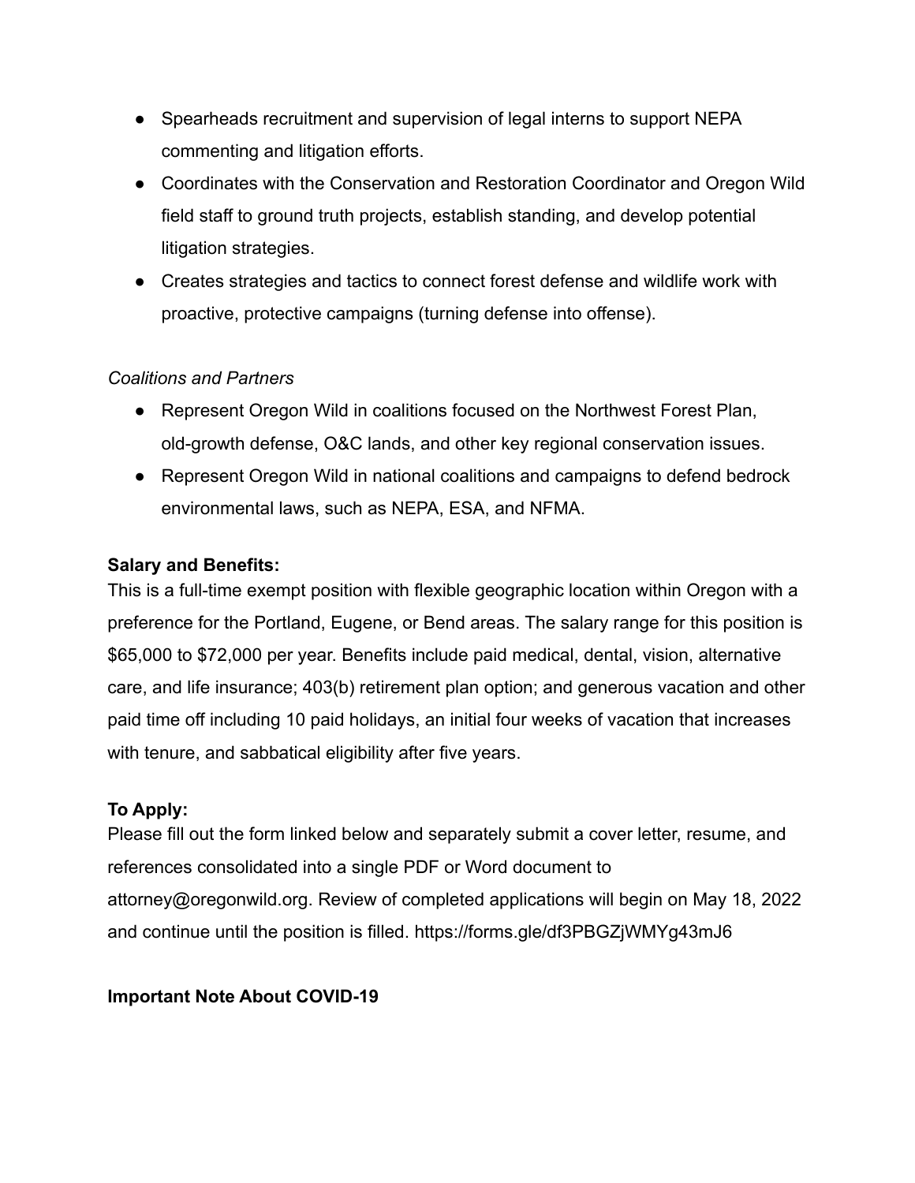- Spearheads recruitment and supervision of legal interns to support NEPA commenting and litigation efforts.
- Coordinates with the Conservation and Restoration Coordinator and Oregon Wild field staff to ground truth projects, establish standing, and develop potential litigation strategies.
- Creates strategies and tactics to connect forest defense and wildlife work with proactive, protective campaigns (turning defense into offense).

*Coalitions and Partners*

- Represent Oregon Wild in coalitions focused on the Northwest Forest Plan, old-growth defense, O&C lands, and other key regional conservation issues.
- Represent Oregon Wild in national coalitions and campaigns to defend bedrock environmental laws, such as NEPA, ESA, and NFMA.

**Salary and Benefits:**

This is a full-time exempt position with flexible geographic location within Oregon with a preference for the Portland, Eugene, or Bend areas. The salary range for this position is $65,000 to $72,000 per year. Benefits include paid medical, dental, vision, alternative care, and life insurance; 403(b) retirement plan option; and generous vacation and other paid time off including 10 paid holidays, an initial four weeks of vacation that increases with tenure, and sabbatical eligibility after five years.

**To Apply:**

Please fill out the form linked below and separately submit a cover letter, resume, and references consolidated into a single PDF or Word document to attorney@oregonwild.org. Review of completed applications will begin on May 18, 2022 and continue until the position is filled. https://forms.gle/df3PBGZjWMYg43mJ6

**Important Note About COVID-19**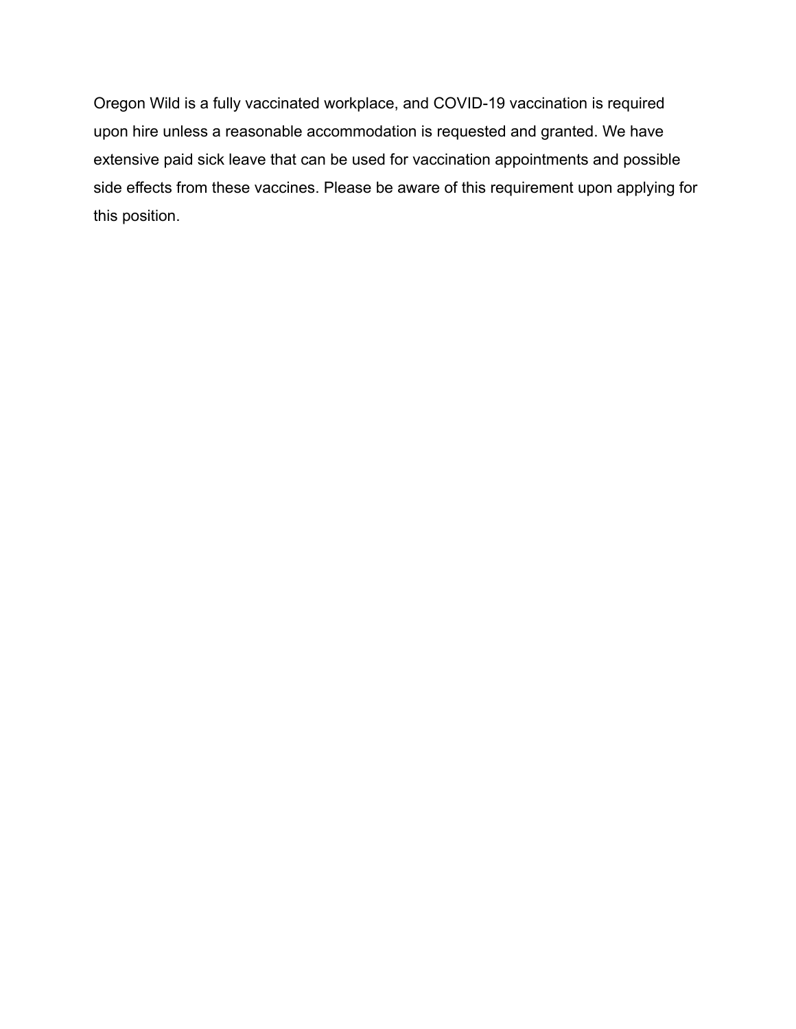Oregon Wild is a fully vaccinated workplace, and COVID-19 vaccination is required upon hire unless a reasonable accommodation is requested and granted. We have extensive paid sick leave that can be used for vaccination appointments and possible side effects from these vaccines. Please be aware of this requirement upon applying for this position.